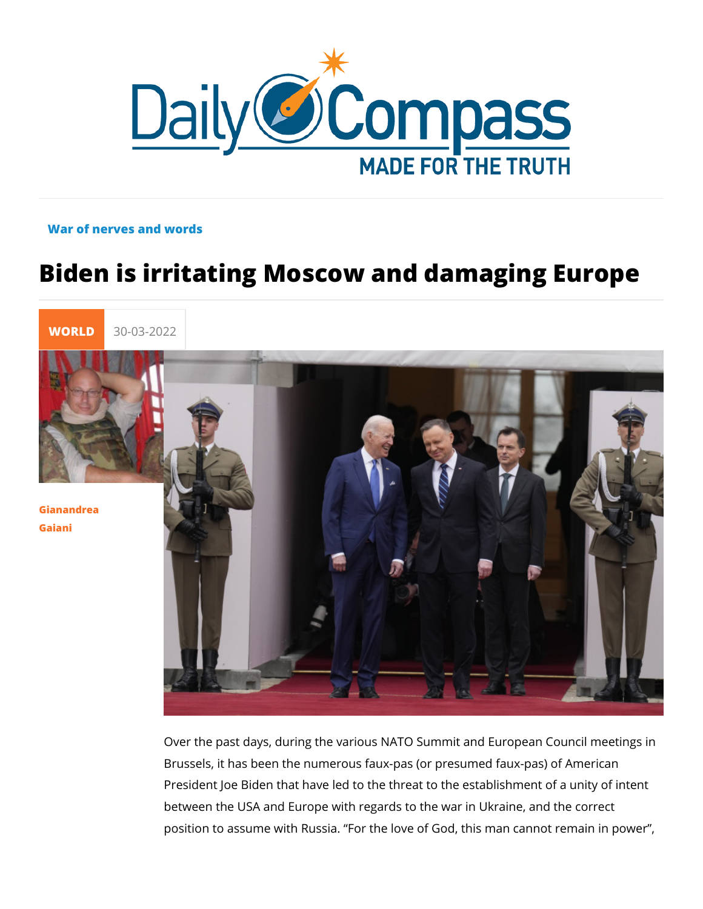War of nerves and words

# Biden is irritating Moscow and damaging Europe

**WORLD** 30-03-2022

Gianandrea Gaiani

Over the past days, during the various NATO Summit and European Council meetings in Brussels, it has been the numerous faux-pas (or presumed faux-pas) of American President Joe Biden that have led to the threat to the establishment of a unity of intent between the USA and Europe with regards to the war in Ukraine, and the correct position to assume with Russia. "For the love of God, this man cannot remain in power",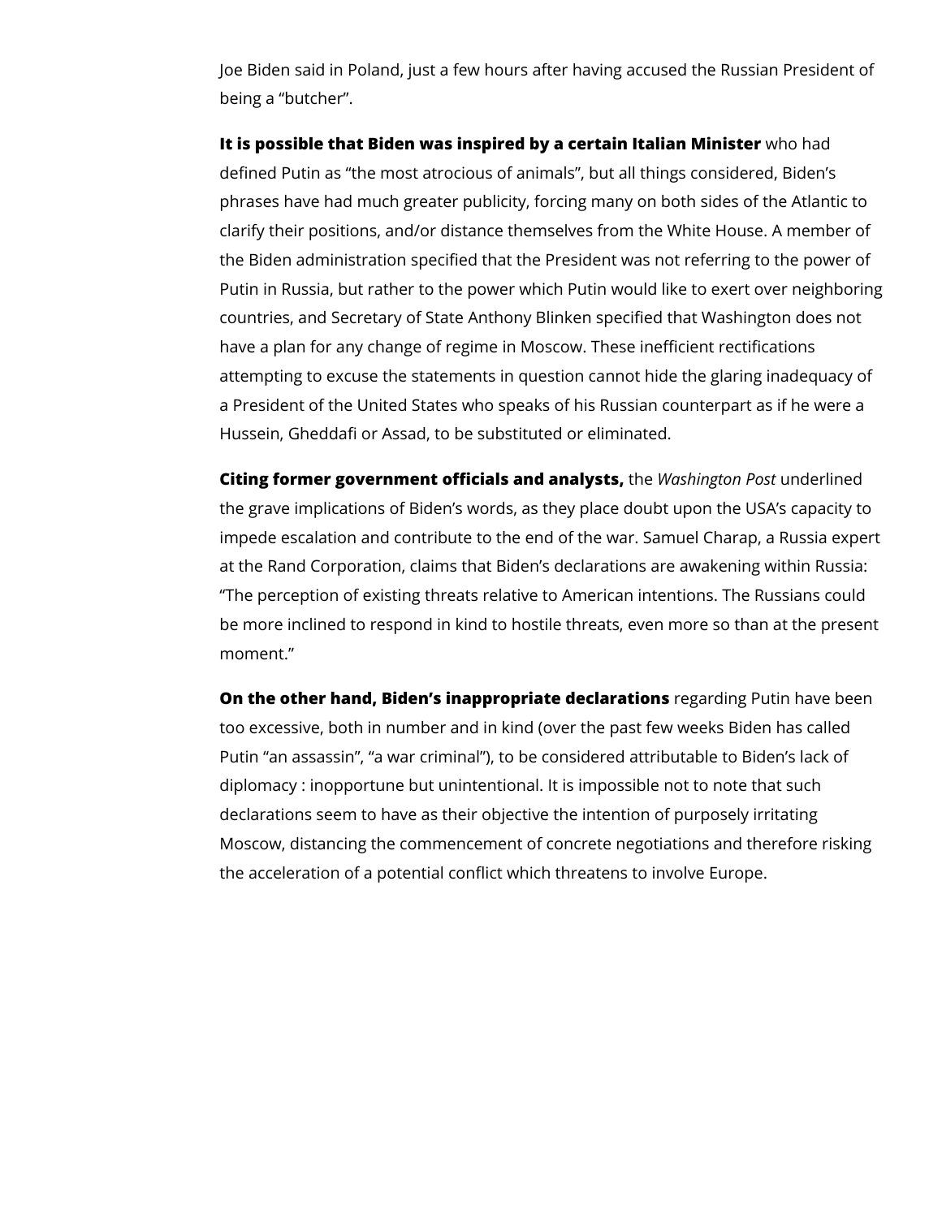Joe Biden said in Poland, just a few hours after having accused the Russian President of being a "butcher".

**It is possible that Biden was inspired by a certain Italian Minister** who had defined Putin as "the most atrocious of animals", but all things considered, Biden's phrases have had much greater publicity, forcing many on both sides of the Atlantic to clarify their positions, and/or distance themselves from the White House. A member of the Biden administration specified that the President was not referring to the power of Putin in Russia, but rather to the power which Putin would like to exert over neighboring countries, and Secretary of State Anthony Blinken specified that Washington does not have a plan for any change of regime in Moscow. These inefficient rectifications attempting to excuse the statements in question cannot hide the glaring inadequacy of a President of the United States who speaks of his Russian counterpart as if he were a Hussein, Gheddafi or Assad, to be substituted or eliminated.

**Citing former government officials and analysts,** the *Washington Post* underlined the grave implications of Biden's words, as they place doubt upon the USA's capacity to impede escalation and contribute to the end of the war. Samuel Charap, a Russia expert at the Rand Corporation, claims that Biden's declarations are awakening within Russia: "The perception of existing threats relative to American intentions. The Russians could be more inclined to respond in kind to hostile threats, even more so than at the present moment."

**On the other hand, Biden's inappropriate declarations** regarding Putin have been too excessive, both in number and in kind (over the past few weeks Biden has called Putin "an assassin", "a war criminal"), to be considered attributable to Biden's lack of diplomacy : inopportune but unintentional. It is impossible not to note that such declarations seem to have as their objective the intention of purposely irritating Moscow, distancing the commencement of concrete negotiations and therefore risking the acceleration of a potential conflict which threatens to involve Europe.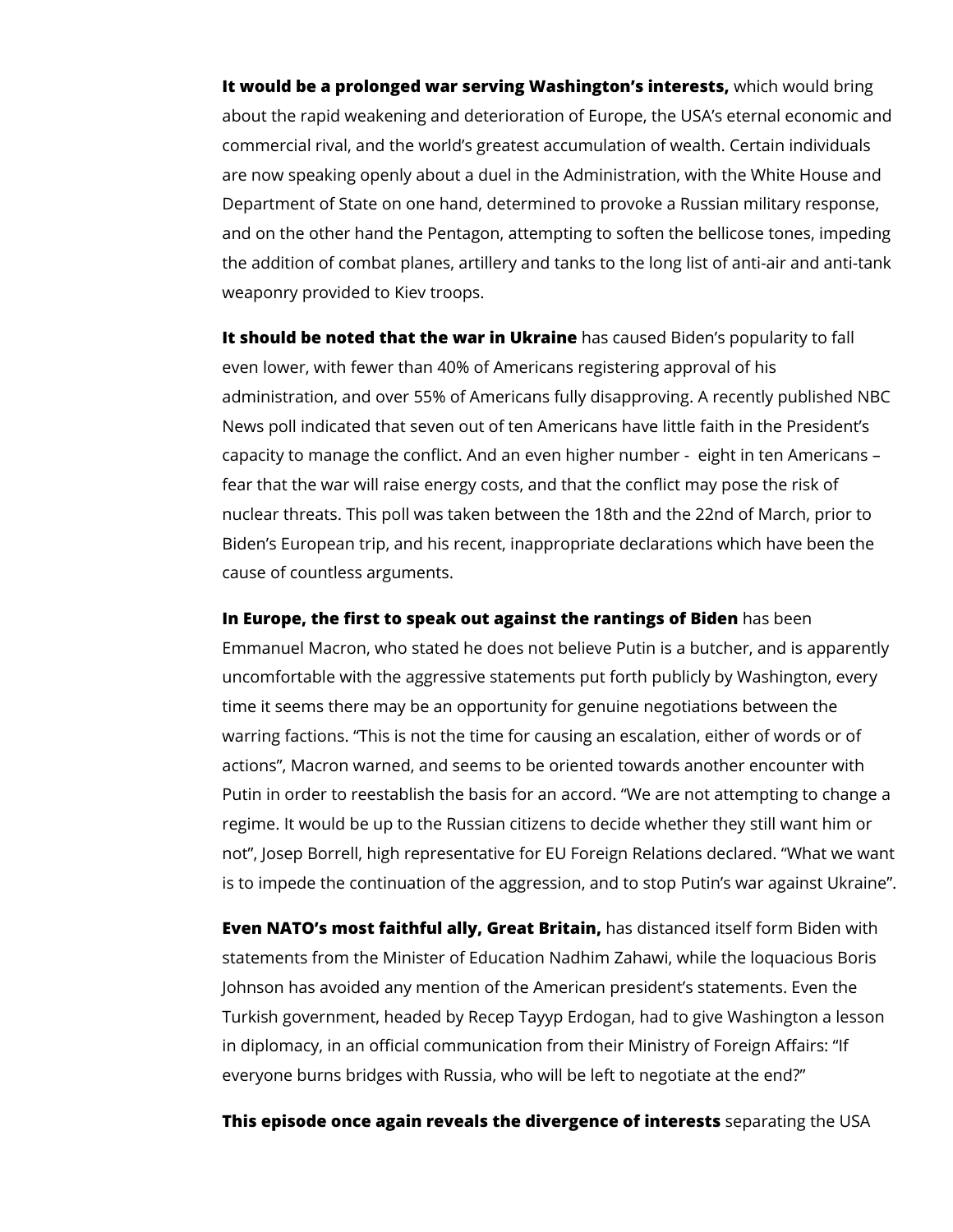**It would be a prolonged war serving Washington's interests,** which would bring about the rapid weakening and deterioration of Europe, the USA's eternal economic and commercial rival, and the world's greatest accumulation of wealth. Certain individuals are now speaking openly about a duel in the Administration, with the White House and Department of State on one hand, determined to provoke a Russian military response, and on the other hand the Pentagon, attempting to soften the bellicose tones, impeding the addition of combat planes, artillery and tanks to the long list of anti-air and anti-tank weaponry provided to Kiev troops.

**It should be noted that the war in Ukraine** has caused Biden's popularity to fall even lower, with fewer than 40% of Americans registering approval of his administration, and over 55% of Americans fully disapproving. A recently published NBC News poll indicated that seven out of ten Americans have little faith in the President's capacity to manage the conflict. And an even higher number - eight in ten Americans – fear that the war will raise energy costs, and that the conflict may pose the risk of nuclear threats. This poll was taken between the 18th and the 22nd of March, prior to Biden's European trip, and his recent, inappropriate declarations which have been the cause of countless arguments.

**In Europe, the first to speak out against the rantings of Biden** has been Emmanuel Macron, who stated he does not believe Putin is a butcher, and is apparently uncomfortable with the aggressive statements put forth publicly by Washington, every time it seems there may be an opportunity for genuine negotiations between the warring factions. "This is not the time for causing an escalation, either of words or of actions", Macron warned, and seems to be oriented towards another encounter with Putin in order to reestablish the basis for an accord. "We are not attempting to change a regime. It would be up to the Russian citizens to decide whether they still want him or not", Josep Borrell, high representative for EU Foreign Relations declared. "What we want is to impede the continuation of the aggression, and to stop Putin's war against Ukraine".

**Even NATO's most faithful ally, Great Britain,** has distanced itself form Biden with statements from the Minister of Education Nadhim Zahawi, while the loquacious Boris Johnson has avoided any mention of the American president's statements. Even the Turkish government, headed by Recep Tayyp Erdogan, had to give Washington a lesson in diplomacy, in an official communication from their Ministry of Foreign Affairs: "If everyone burns bridges with Russia, who will be left to negotiate at the end?"

**This episode once again reveals the divergence of interests** separating the USA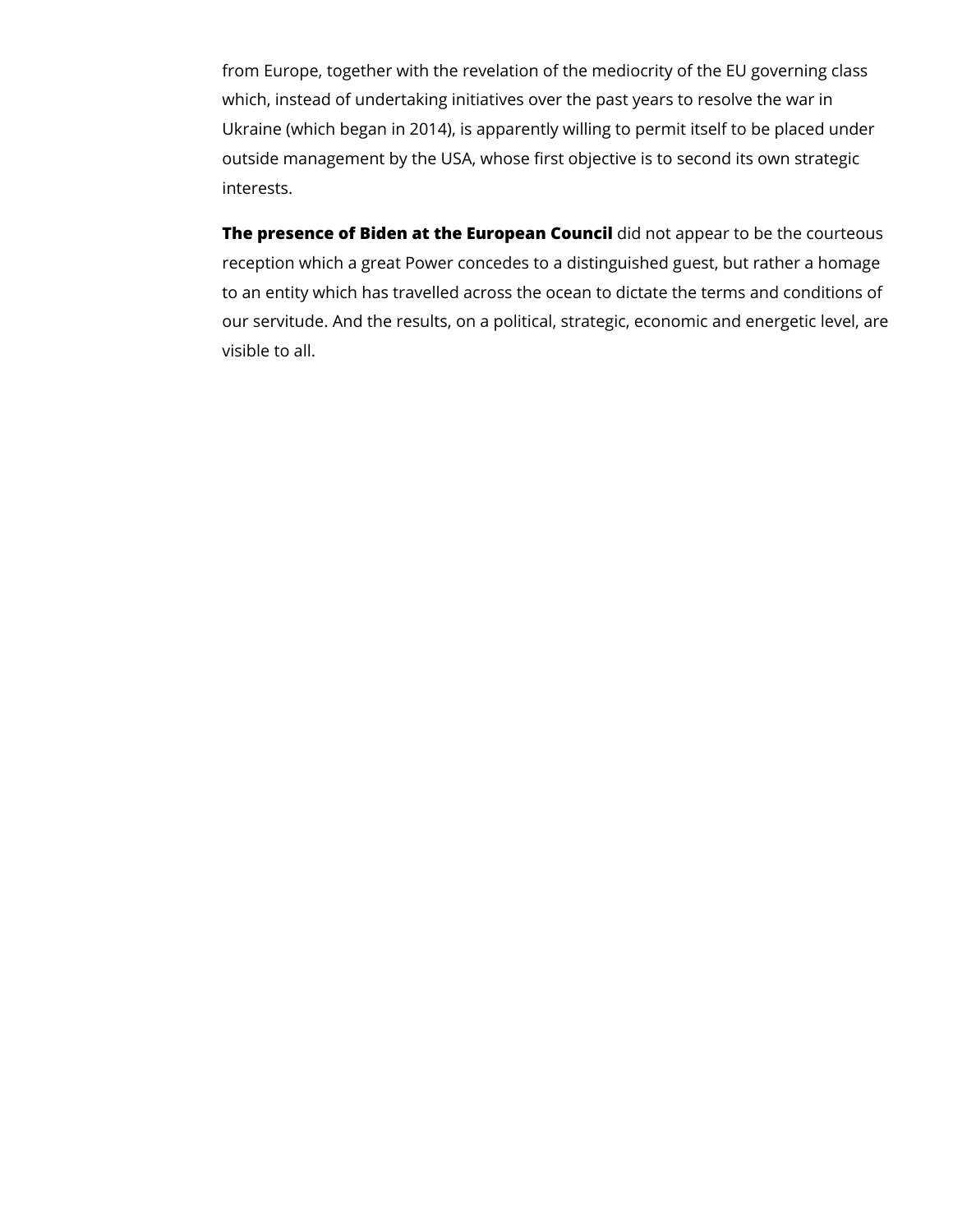from Europe, together with the revelation of the mediocrity of the EU governing class which, instead of undertaking initiatives over the past years to resolve the war in Ukraine (which began in 2014), is apparently willing to permit itself to be placed under outside management by the USA, whose first objective is to second its own strategic interests.

**The presence of Biden at the European Council** did not appear to be the courteous reception which a great Power concedes to a distinguished guest, but rather a homage to an entity which has travelled across the ocean to dictate the terms and conditions of our servitude. And the results, on a political, strategic, economic and energetic level, are visible to all.